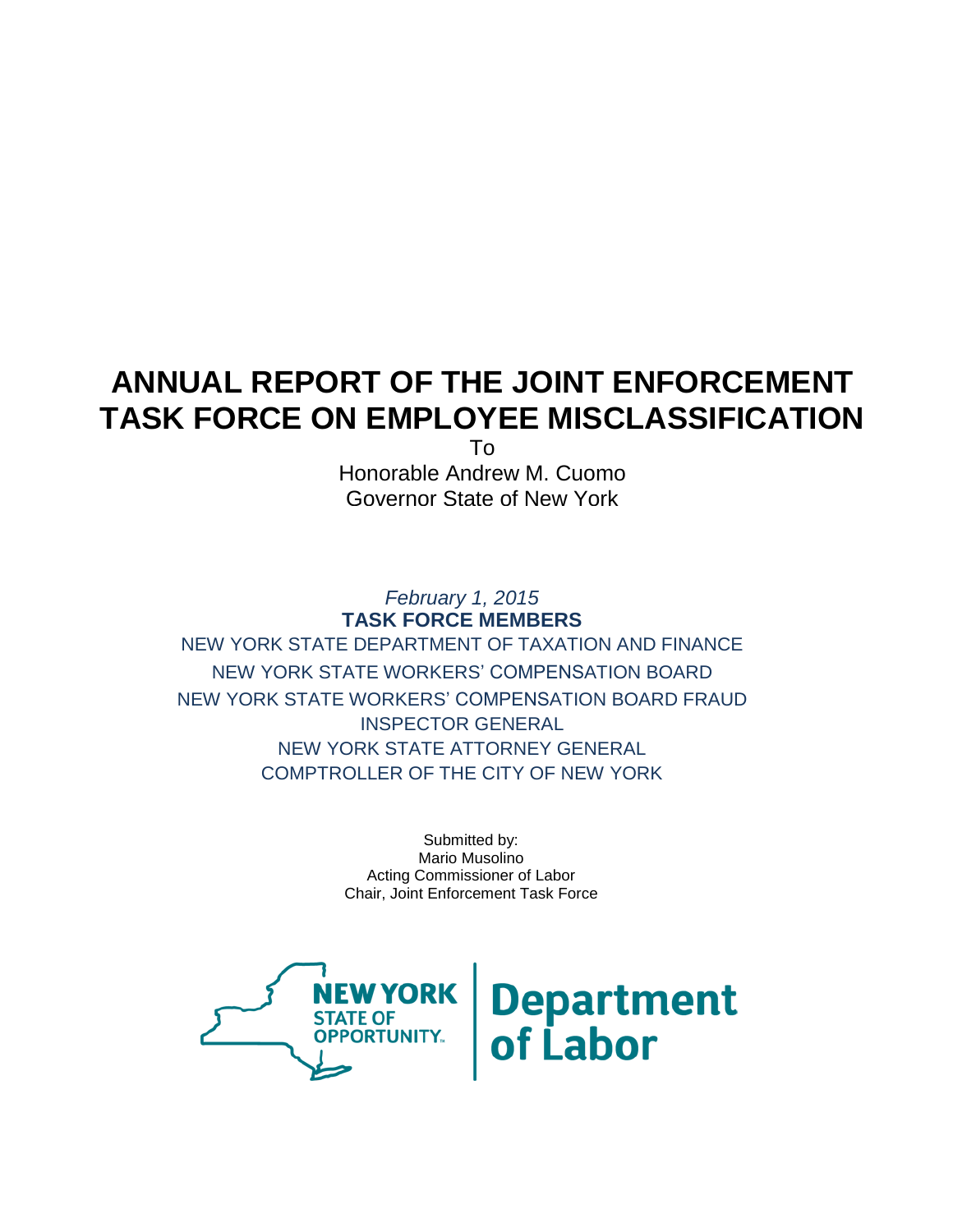# ANNUAL REPORT OF THE JOINT ENFORCEMENT TASK FORCE ON EMPLOYEE MISCLASSIFICATION

To

Honorable Andrew M. Cuomo

Governor State of New York

*February 1, 2015*

**TASK FORCE MEMBERS**

NEW YORK STATE DEPARTMENT OF TAXATION AND FINANCE

NEW YORK STATE WORKERS' COMPENSATION BOARD

NEW YORK STATE WORKERS' COMPENSATION BOARD FRAUD INSPECTOR GENERAL

NEW YORK STATE ATTORNEY GENERAL

COMPTROLLER OF THE CITY OF NEW YORK

Submitted by:

Mario Musolino

Acting Commissioner of Labor

Chair, Joint Enforcement Task Force

NEW YORK STATE OF OPPORTUNITY. | Department of Labor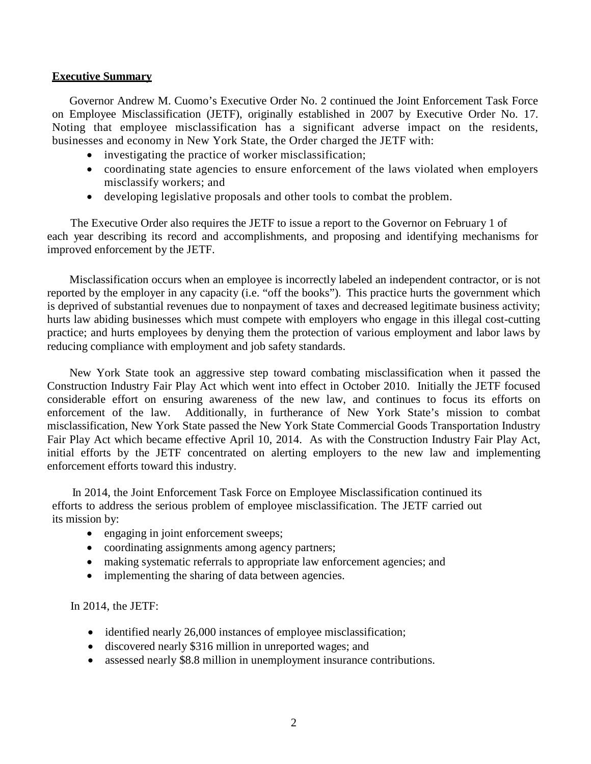## Executive Summary

Governor Andrew M. Cuomo's Executive Order No. 2 continued the Joint Enforcement Task Force on Employee Misclassification (JETF), originally established in 2007 by Executive Order No. 17. Noting that employee misclassification has a significant adverse impact on the residents, businesses and economy in New York State, the Order charged the JETF with:

- investigating the practice of worker misclassification;
- coordinating state agencies to ensure enforcement of the laws violated when employers misclassify workers; and
- developing legislative proposals and other tools to combat the problem.

The Executive Order also requires the JETF to issue a report to the Governor on February 1 of each year describing its record and accomplishments, and proposing and identifying mechanisms for improved enforcement by the JETF.

Misclassification occurs when an employee is incorrectly labeled an independent contractor, or is not reported by the employer in any capacity (i.e. "off the books"). This practice hurts the government which is deprived of substantial revenues due to nonpayment of taxes and decreased legitimate business activity; hurts law abiding businesses which must compete with employers who engage in this illegal cost-cutting practice; and hurts employees by denying them the protection of various employment and labor laws by reducing compliance with employment and job safety standards.

New York State took an aggressive step toward combating misclassification when it passed the Construction Industry Fair Play Act which went into effect in October 2010. Initially the JETF focused considerable effort on ensuring awareness of the new law, and continues to focus its efforts on enforcement of the law. Additionally, in furtherance of New York State's mission to combat misclassification, New York State passed the New York State Commercial Goods Transportation Industry Fair Play Act which became effective April 10, 2014. As with the Construction Industry Fair Play Act, initial efforts by the JETF concentrated on alerting employers to the new law and implementing enforcement efforts toward this industry.

In 2014, the Joint Enforcement Task Force on Employee Misclassification continued its efforts to address the serious problem of employee misclassification. The JETF carried out its mission by:

- engaging in joint enforcement sweeps;
- coordinating assignments among agency partners;
- making systematic referrals to appropriate law enforcement agencies; and
- implementing the sharing of data between agencies.

In 2014, the JETF:

- identified nearly 26,000 instances of employee misclassification;
- discovered nearly $316 million in unreported wages; and
- assessed nearly $8.8 million in unemployment insurance contributions.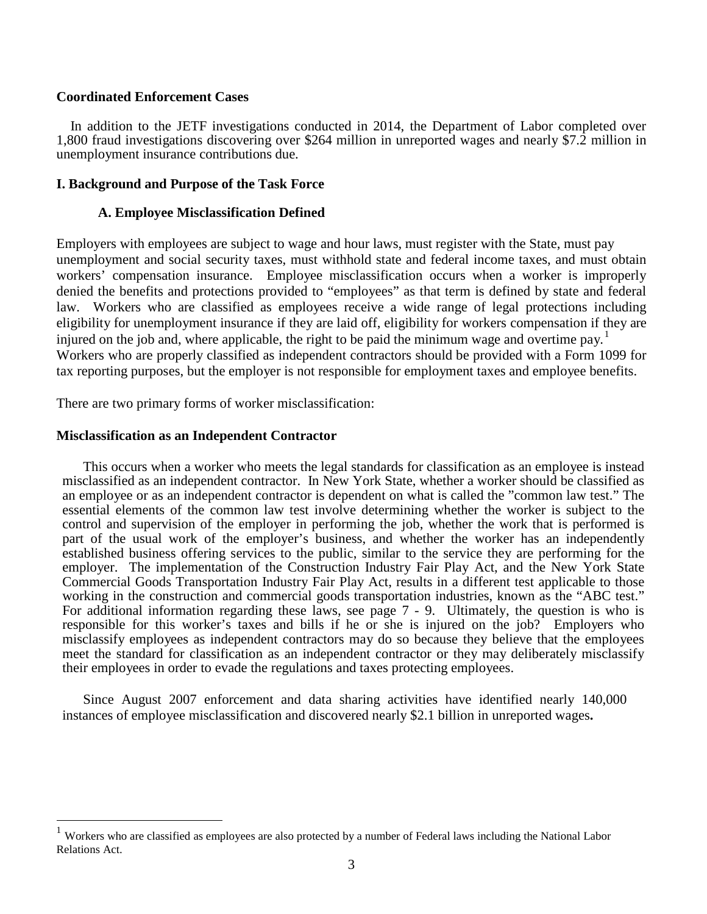**Coordinated Enforcement Cases**

In addition to the JETF investigations conducted in 2014, the Department of Labor completed over 1,800 fraud investigations discovering over $264 million in unreported wages and nearly $7.2 million in unemployment insurance contributions due.

## I. Background and Purpose of the Task Force

### A. Employee Misclassification Defined

Employers with employees are subject to wage and hour laws, must register with the State, must pay unemployment and social security taxes, must withhold state and federal income taxes, and must obtain workers' compensation insurance. Employee misclassification occurs when a worker is improperly denied the benefits and protections provided to "employees" as that term is defined by state and federal law. Workers who are classified as employees receive a wide range of legal protections including eligibility for unemployment insurance if they are laid off, eligibility for workers compensation if they are injured on the job and, where applicable, the right to be paid the minimum wage and overtime pay.[1] Workers who are properly classified as independent contractors should be provided with a Form 1099 for tax reporting purposes, but the employer is not responsible for employment taxes and employee benefits.

There are two primary forms of worker misclassification:

**Misclassification as an Independent Contractor**

This occurs when a worker who meets the legal standards for classification as an employee is instead misclassified as an independent contractor. In New York State, whether a worker should be classified as an employee or as an independent contractor is dependent on what is called the "common law test." The essential elements of the common law test involve determining whether the worker is subject to the control and supervision of the employer in performing the job, whether the work that is performed is part of the usual work of the employer's business, and whether the worker has an independently established business offering services to the public, similar to the service they are performing for the employer. The implementation of the Construction Industry Fair Play Act, and the New York State Commercial Goods Transportation Industry Fair Play Act, results in a different test applicable to those working in the construction and commercial goods transportation industries, known as the "ABC test." For additional information regarding these laws, see page 7 - 9. Ultimately, the question is who is responsible for this worker's taxes and bills if he or she is injured on the job? Employers who misclassify employees as independent contractors may do so because they believe that the employees meet the standard for classification as an independent contractor or they may deliberately misclassify their employees in order to evade the regulations and taxes protecting employees.

Since August 2007 enforcement and data sharing activities have identified nearly 140,000 instances of employee misclassification and discovered nearly $2.1 billion in unreported wages**.**

---

[1] Workers who are classified as employees are also protected by a number of Federal laws including the National Labor Relations Act.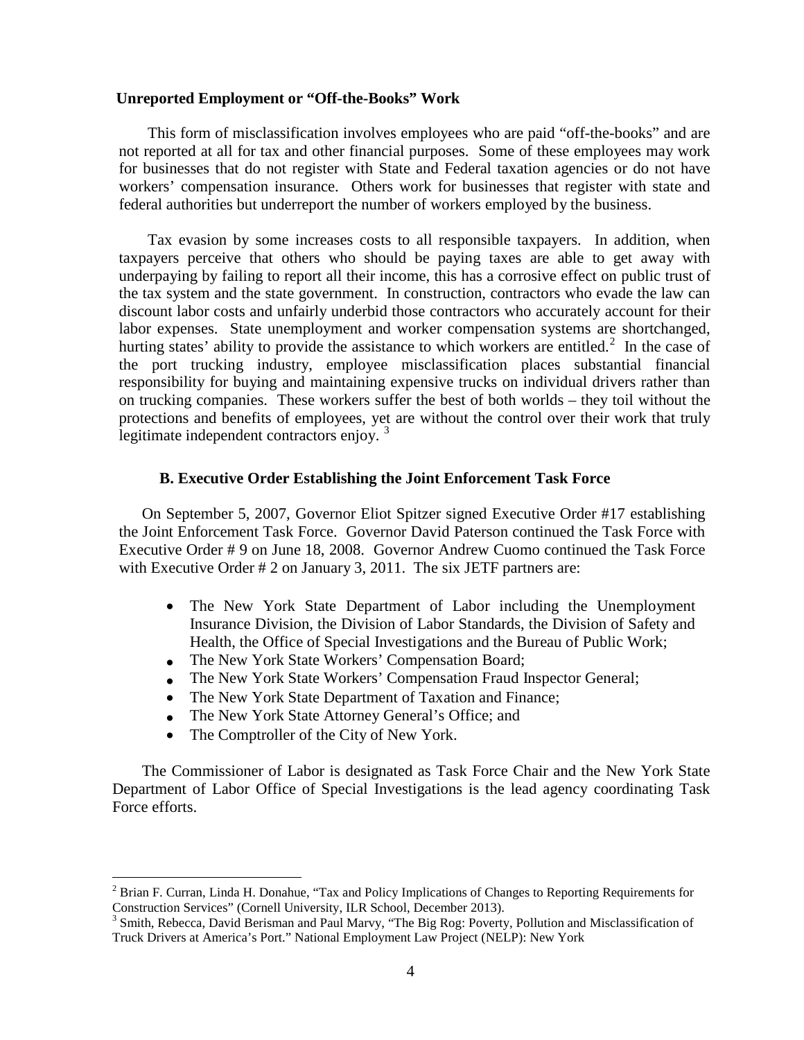**Unreported Employment or "Off-the-Books" Work**

This form of misclassification involves employees who are paid "off-the-books" and are not reported at all for tax and other financial purposes. Some of these employees may work for businesses that do not register with State and Federal taxation agencies or do not have workers' compensation insurance. Others work for businesses that register with state and federal authorities but underreport the number of workers employed by the business.

Tax evasion by some increases costs to all responsible taxpayers. In addition, when taxpayers perceive that others who should be paying taxes are able to get away with underpaying by failing to report all their income, this has a corrosive effect on public trust of the tax system and the state government. In construction, contractors who evade the law can discount labor costs and unfairly underbid those contractors who accurately account for their labor expenses. State unemployment and worker compensation systems are shortchanged, hurting states' ability to provide the assistance to which workers are entitled.[2] In the case of the port trucking industry, employee misclassification places substantial financial responsibility for buying and maintaining expensive trucks on individual drivers rather than on trucking companies. These workers suffer the best of both worlds – they toil without the protections and benefits of employees, yet are without the control over their work that truly legitimate independent contractors enjoy. [3]

### B. Executive Order Establishing the Joint Enforcement Task Force

On September 5, 2007, Governor Eliot Spitzer signed Executive Order #17 establishing the Joint Enforcement Task Force. Governor David Paterson continued the Task Force with Executive Order # 9 on June 18, 2008. Governor Andrew Cuomo continued the Task Force with Executive Order # 2 on January 3, 2011. The six JETF partners are:

- The New York State Department of Labor including the Unemployment Insurance Division, the Division of Labor Standards, the Division of Safety and Health, the Office of Special Investigations and the Bureau of Public Work;
- The New York State Workers' Compensation Board;
- The New York State Workers' Compensation Fraud Inspector General;
- The New York State Department of Taxation and Finance;
- The New York State Attorney General's Office; and
- The Comptroller of the City of New York.

The Commissioner of Labor is designated as Task Force Chair and the New York State Department of Labor Office of Special Investigations is the lead agency coordinating Task Force efforts.

---

[2] Brian F. Curran, Linda H. Donahue, "Tax and Policy Implications of Changes to Reporting Requirements for Construction Services" (Cornell University, ILR School, December 2013).

[3] Smith, Rebecca, David Berisman and Paul Marvy, "The Big Rog: Poverty, Pollution and Misclassification of Truck Drivers at America's Port." National Employment Law Project (NELP): New York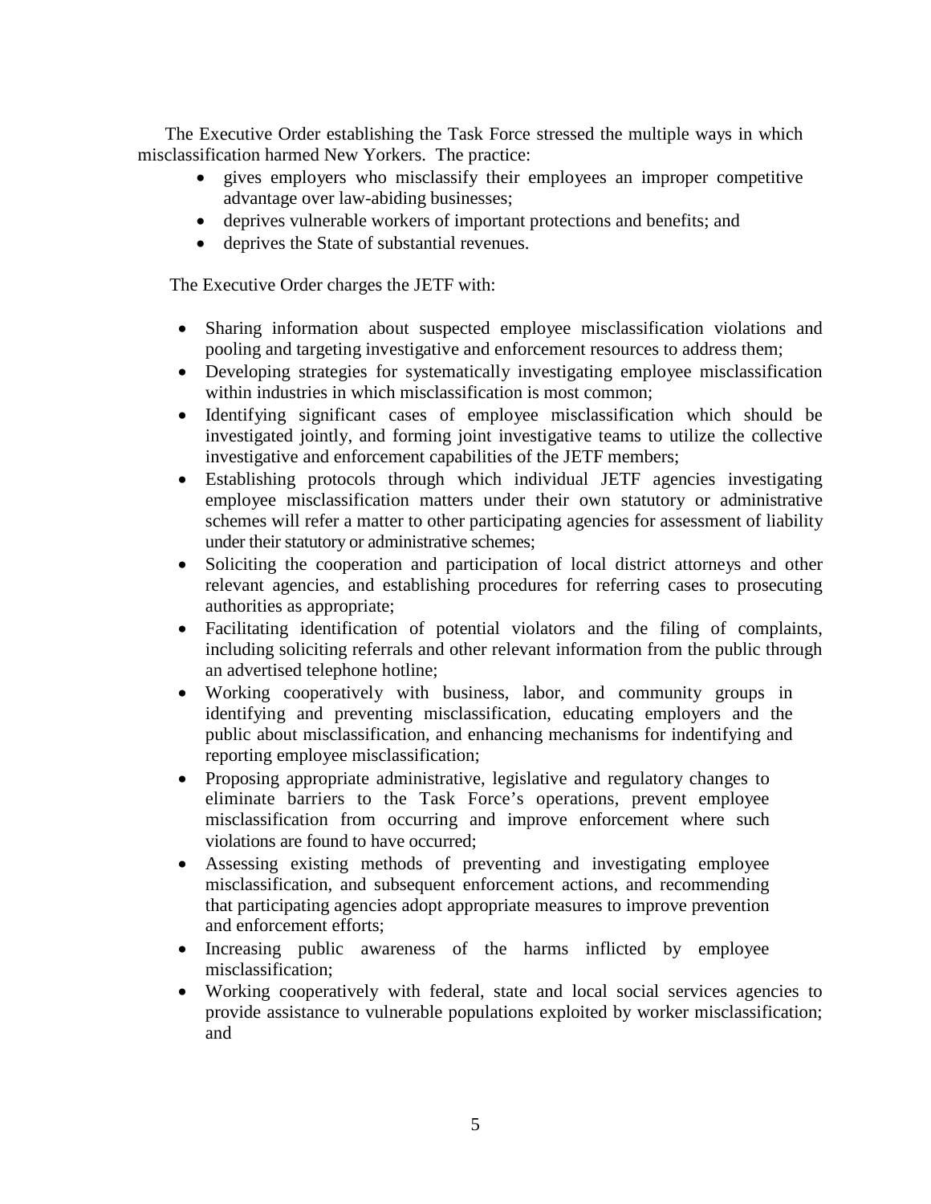The Executive Order establishing the Task Force stressed the multiple ways in which misclassification harmed New Yorkers. The practice:

- gives employers who misclassify their employees an improper competitive advantage over law-abiding businesses;
- deprives vulnerable workers of important protections and benefits; and
- deprives the State of substantial revenues.

The Executive Order charges the JETF with:

- Sharing information about suspected employee misclassification violations and pooling and targeting investigative and enforcement resources to address them;
- Developing strategies for systematically investigating employee misclassification within industries in which misclassification is most common;
- Identifying significant cases of employee misclassification which should be investigated jointly, and forming joint investigative teams to utilize the collective investigative and enforcement capabilities of the JETF members;
- Establishing protocols through which individual JETF agencies investigating employee misclassification matters under their own statutory or administrative schemes will refer a matter to other participating agencies for assessment of liability under their statutory or administrative schemes;
- Soliciting the cooperation and participation of local district attorneys and other relevant agencies, and establishing procedures for referring cases to prosecuting authorities as appropriate;
- Facilitating identification of potential violators and the filing of complaints, including soliciting referrals and other relevant information from the public through an advertised telephone hotline;
- Working cooperatively with business, labor, and community groups in identifying and preventing misclassification, educating employers and the public about misclassification, and enhancing mechanisms for indentifying and reporting employee misclassification;
- Proposing appropriate administrative, legislative and regulatory changes to eliminate barriers to the Task Force's operations, prevent employee misclassification from occurring and improve enforcement where such violations are found to have occurred;
- Assessing existing methods of preventing and investigating employee misclassification, and subsequent enforcement actions, and recommending that participating agencies adopt appropriate measures to improve prevention and enforcement efforts;
- Increasing public awareness of the harms inflicted by employee misclassification;
- Working cooperatively with federal, state and local social services agencies to provide assistance to vulnerable populations exploited by worker misclassification; and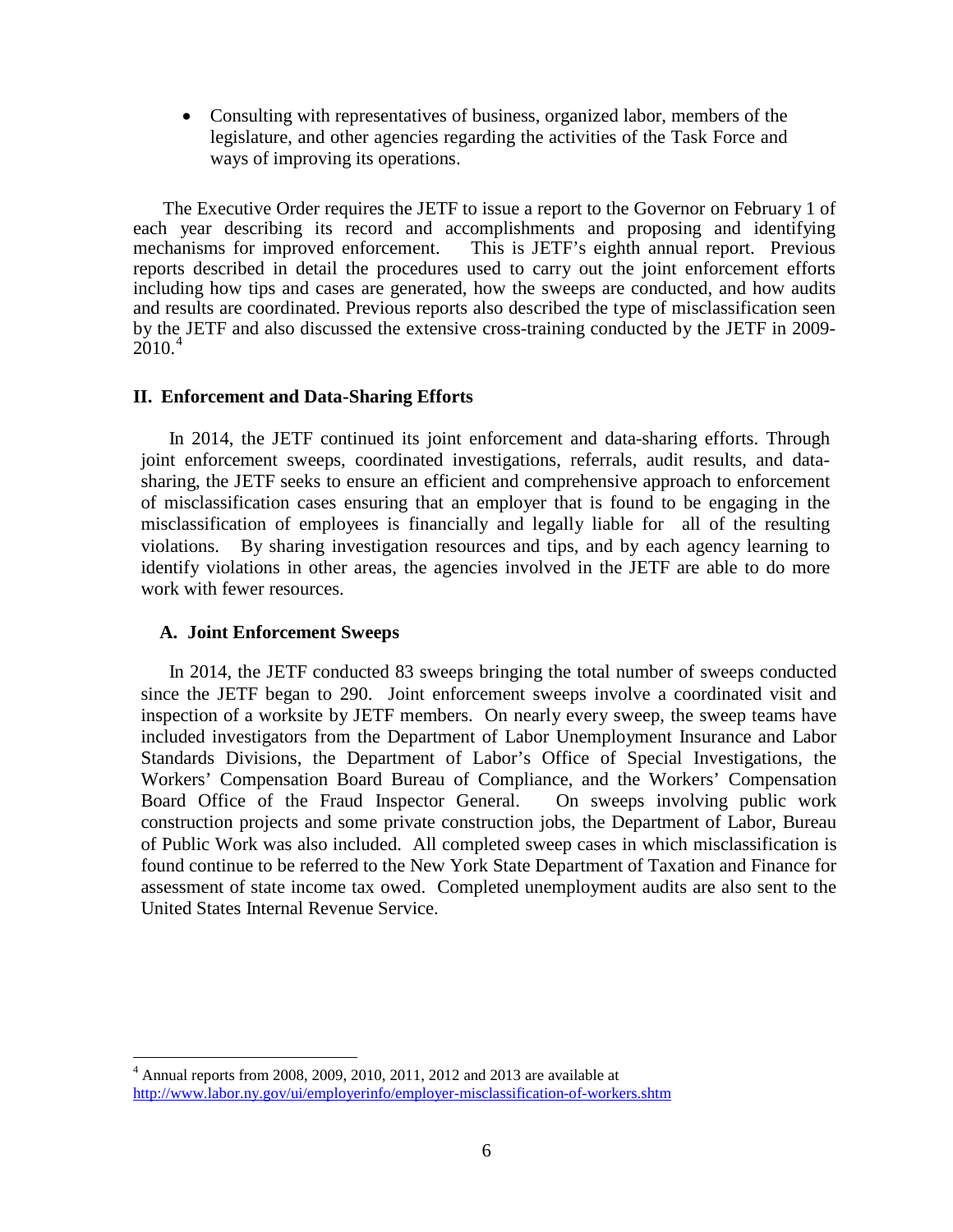- Consulting with representatives of business, organized labor, members of the legislature, and other agencies regarding the activities of the Task Force and ways of improving its operations.

The Executive Order requires the JETF to issue a report to the Governor on February 1 of each year describing its record and accomplishments and proposing and identifying mechanisms for improved enforcement. This is JETF's eighth annual report. Previous reports described in detail the procedures used to carry out the joint enforcement efforts including how tips and cases are generated, how the sweeps are conducted, and how audits and results are coordinated. Previous reports also described the type of misclassification seen by the JETF and also discussed the extensive cross-training conducted by the JETF in 2009-2010.[4]

## II. Enforcement and Data-Sharing Efforts

In 2014, the JETF continued its joint enforcement and data-sharing efforts. Through joint enforcement sweeps, coordinated investigations, referrals, audit results, and data-sharing, the JETF seeks to ensure an efficient and comprehensive approach to enforcement of misclassification cases ensuring that an employer that is found to be engaging in the misclassification of employees is financially and legally liable for all of the resulting violations. By sharing investigation resources and tips, and by each agency learning to identify violations in other areas, the agencies involved in the JETF are able to do more work with fewer resources.

### A. Joint Enforcement Sweeps

In 2014, the JETF conducted 83 sweeps bringing the total number of sweeps conducted since the JETF began to 290. Joint enforcement sweeps involve a coordinated visit and inspection of a worksite by JETF members. On nearly every sweep, the sweep teams have included investigators from the Department of Labor Unemployment Insurance and Labor Standards Divisions, the Department of Labor's Office of Special Investigations, the Workers' Compensation Board Bureau of Compliance, and the Workers' Compensation Board Office of the Fraud Inspector General. On sweeps involving public work construction projects and some private construction jobs, the Department of Labor, Bureau of Public Work was also included. All completed sweep cases in which misclassification is found continue to be referred to the New York State Department of Taxation and Finance for assessment of state income tax owed. Completed unemployment audits are also sent to the United States Internal Revenue Service.

[4] Annual reports from 2008, 2009, 2010, 2011, 2012 and 2013 are available at http://www.labor.ny.gov/ui/employerinfo/employer-misclassification-of-workers.shtm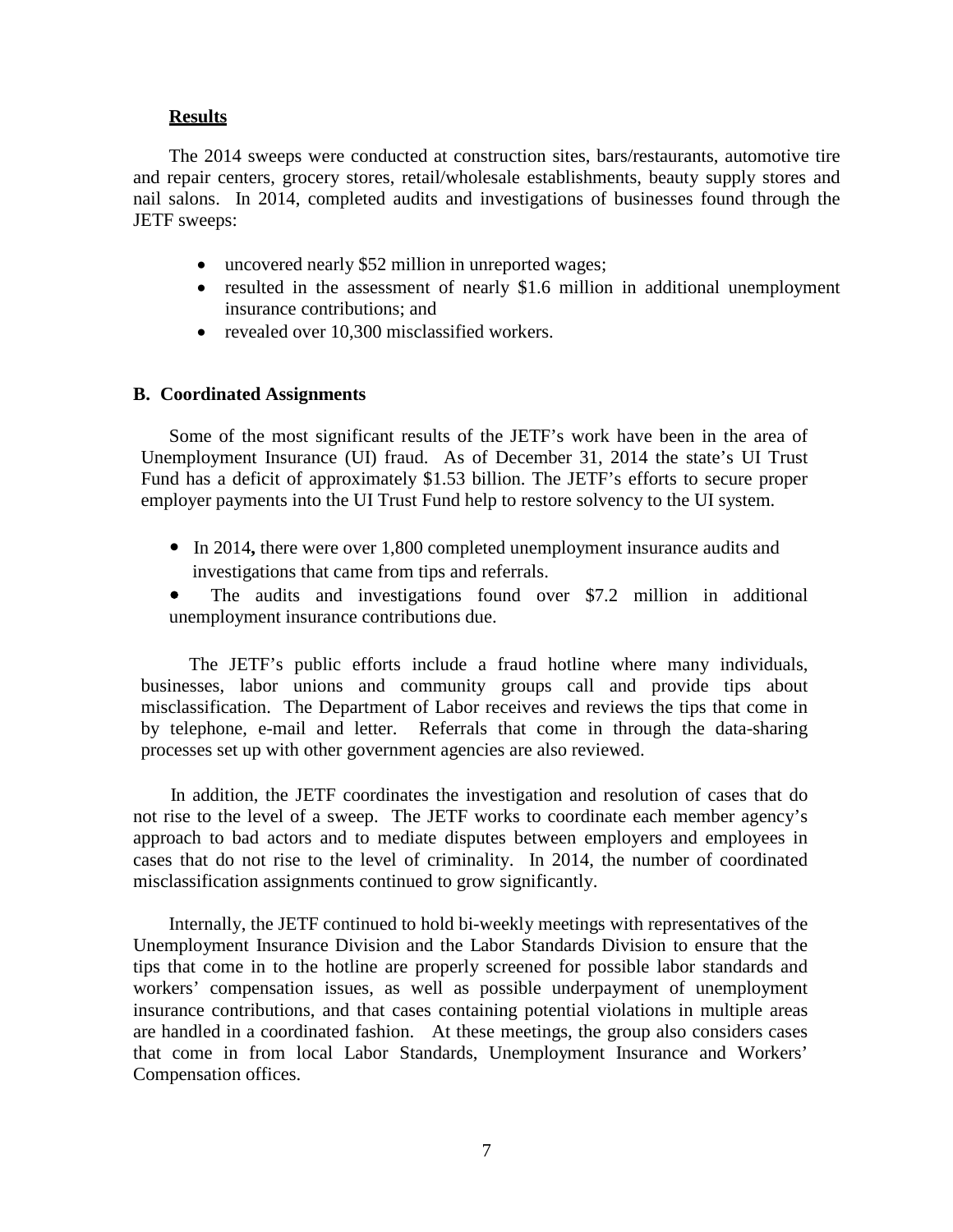**Results**

The 2014 sweeps were conducted at construction sites, bars/restaurants, automotive tire and repair centers, grocery stores, retail/wholesale establishments, beauty supply stores and nail salons. In 2014, completed audits and investigations of businesses found through the JETF sweeps:

- uncovered nearly $52 million in unreported wages;
- resulted in the assessment of nearly $1.6 million in additional unemployment insurance contributions; and
- revealed over 10,300 misclassified workers.

### B. Coordinated Assignments

Some of the most significant results of the JETF's work have been in the area of Unemployment Insurance (UI) fraud. As of December 31, 2014 the state's UI Trust Fund has a deficit of approximately $1.53 billion. The JETF's efforts to secure proper employer payments into the UI Trust Fund help to restore solvency to the UI system.

- In 2014**,** there were over 1,800 completed unemployment insurance audits and investigations that came from tips and referrals.
- The audits and investigations found over $7.2 million in additional unemployment insurance contributions due.

The JETF's public efforts include a fraud hotline where many individuals, businesses, labor unions and community groups call and provide tips about misclassification. The Department of Labor receives and reviews the tips that come in by telephone, e-mail and letter. Referrals that come in through the data-sharing processes set up with other government agencies are also reviewed.

In addition, the JETF coordinates the investigation and resolution of cases that do not rise to the level of a sweep. The JETF works to coordinate each member agency's approach to bad actors and to mediate disputes between employers and employees in cases that do not rise to the level of criminality. In 2014, the number of coordinated misclassification assignments continued to grow significantly.

Internally, the JETF continued to hold bi-weekly meetings with representatives of the Unemployment Insurance Division and the Labor Standards Division to ensure that the tips that come in to the hotline are properly screened for possible labor standards and workers' compensation issues, as well as possible underpayment of unemployment insurance contributions, and that cases containing potential violations in multiple areas are handled in a coordinated fashion. At these meetings, the group also considers cases that come in from local Labor Standards, Unemployment Insurance and Workers' Compensation offices.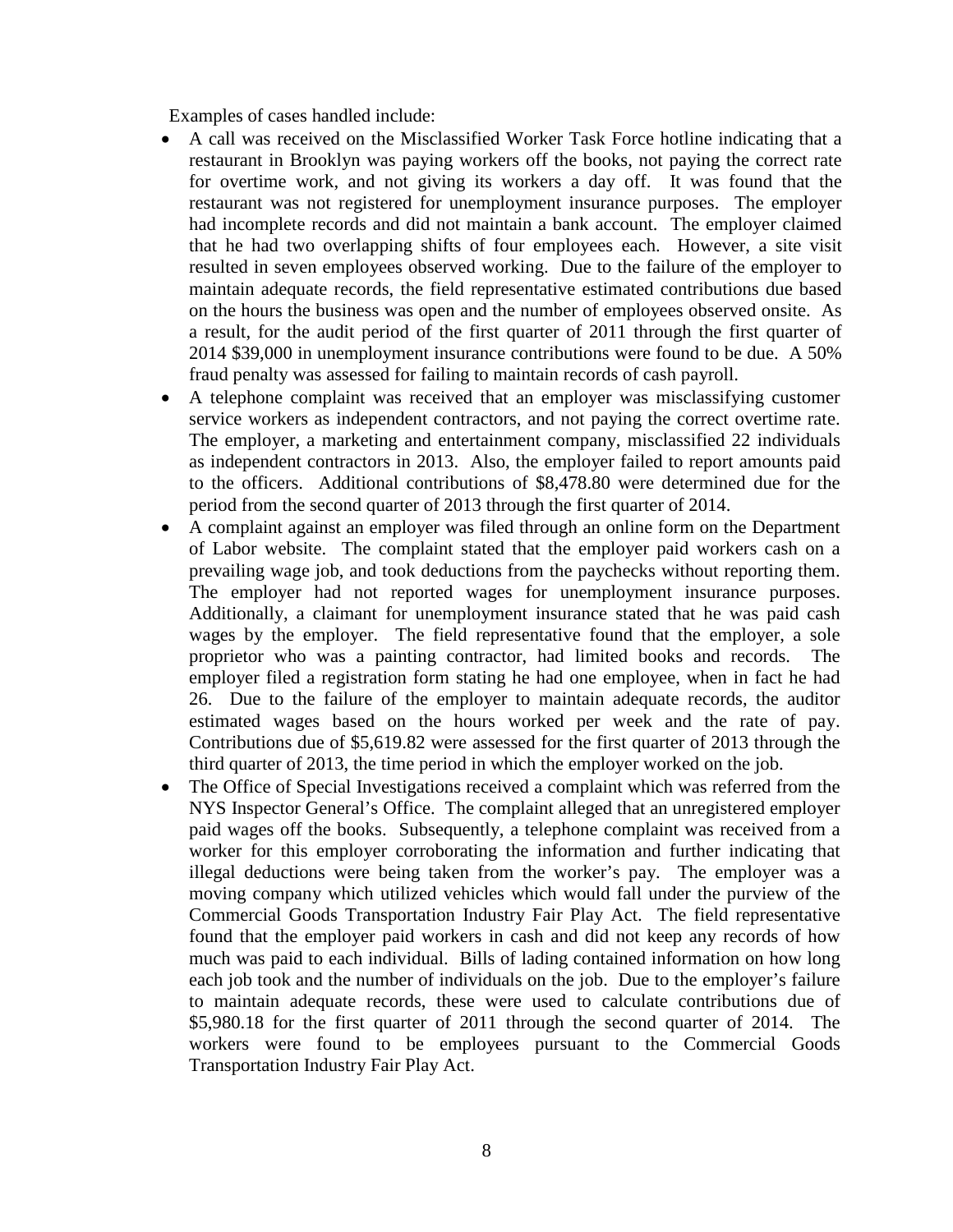Examples of cases handled include:

- A call was received on the Misclassified Worker Task Force hotline indicating that a restaurant in Brooklyn was paying workers off the books, not paying the correct rate for overtime work, and not giving its workers a day off. It was found that the restaurant was not registered for unemployment insurance purposes. The employer had incomplete records and did not maintain a bank account. The employer claimed that he had two overlapping shifts of four employees each. However, a site visit resulted in seven employees observed working. Due to the failure of the employer to maintain adequate records, the field representative estimated contributions due based on the hours the business was open and the number of employees observed onsite. As a result, for the audit period of the first quarter of 2011 through the first quarter of 2014 $39,000 in unemployment insurance contributions were found to be due. A 50% fraud penalty was assessed for failing to maintain records of cash payroll.
- A telephone complaint was received that an employer was misclassifying customer service workers as independent contractors, and not paying the correct overtime rate. The employer, a marketing and entertainment company, misclassified 22 individuals as independent contractors in 2013. Also, the employer failed to report amounts paid to the officers. Additional contributions of $8,478.80 were determined due for the period from the second quarter of 2013 through the first quarter of 2014.
- A complaint against an employer was filed through an online form on the Department of Labor website. The complaint stated that the employer paid workers cash on a prevailing wage job, and took deductions from the paychecks without reporting them. The employer had not reported wages for unemployment insurance purposes. Additionally, a claimant for unemployment insurance stated that he was paid cash wages by the employer. The field representative found that the employer, a sole proprietor who was a painting contractor, had limited books and records. The employer filed a registration form stating he had one employee, when in fact he had 26. Due to the failure of the employer to maintain adequate records, the auditor estimated wages based on the hours worked per week and the rate of pay. Contributions due of $5,619.82 were assessed for the first quarter of 2013 through the third quarter of 2013, the time period in which the employer worked on the job.
- The Office of Special Investigations received a complaint which was referred from the NYS Inspector General's Office. The complaint alleged that an unregistered employer paid wages off the books. Subsequently, a telephone complaint was received from a worker for this employer corroborating the information and further indicating that illegal deductions were being taken from the worker's pay. The employer was a moving company which utilized vehicles which would fall under the purview of the Commercial Goods Transportation Industry Fair Play Act. The field representative found that the employer paid workers in cash and did not keep any records of how much was paid to each individual. Bills of lading contained information on how long each job took and the number of individuals on the job. Due to the employer's failure to maintain adequate records, these were used to calculate contributions due of $5,980.18 for the first quarter of 2011 through the second quarter of 2014. The workers were found to be employees pursuant to the Commercial Goods Transportation Industry Fair Play Act.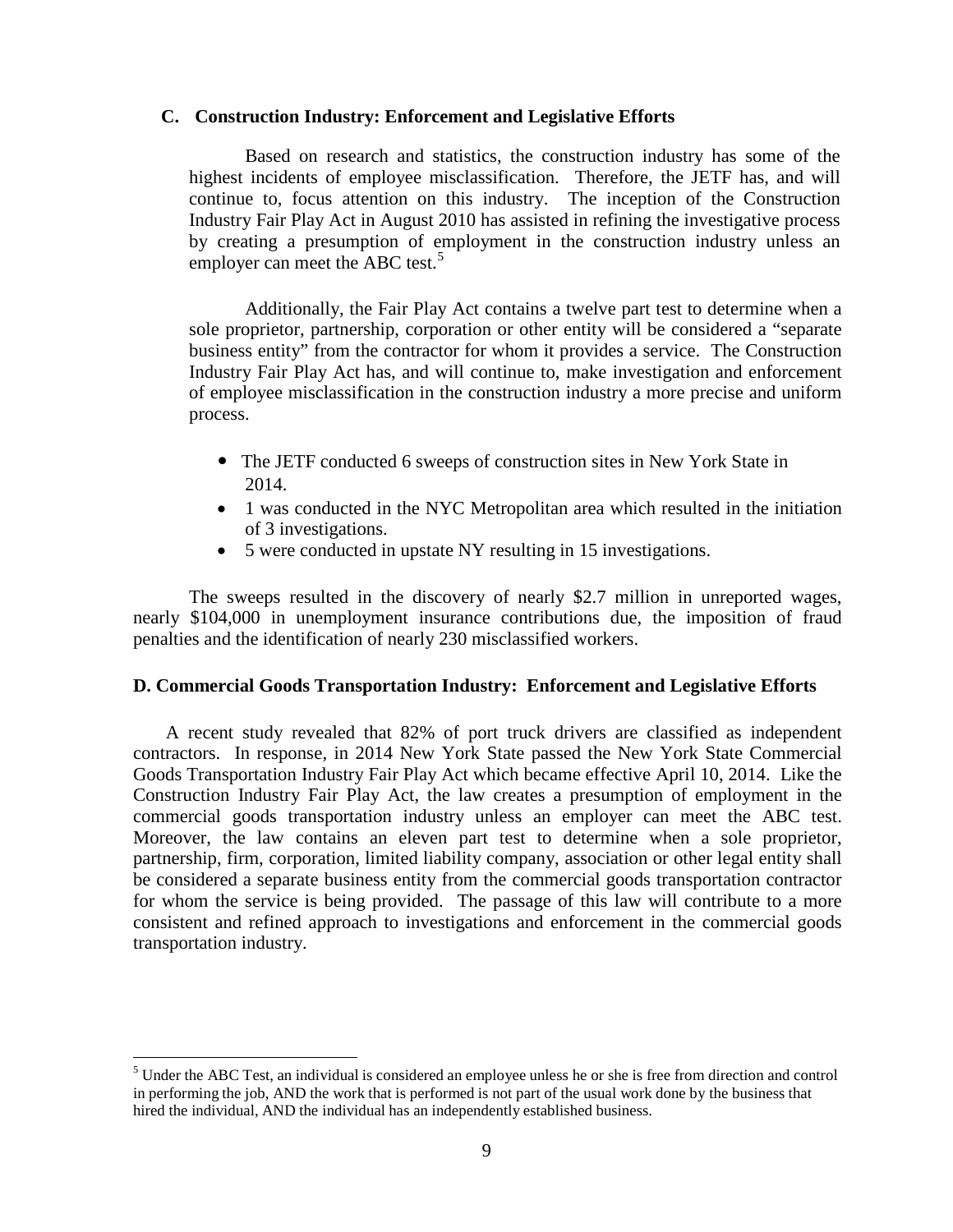### C. Construction Industry: Enforcement and Legislative Efforts

Based on research and statistics, the construction industry has some of the highest incidents of employee misclassification. Therefore, the JETF has, and will continue to, focus attention on this industry. The inception of the Construction Industry Fair Play Act in August 2010 has assisted in refining the investigative process by creating a presumption of employment in the construction industry unless an employer can meet the ABC test.[5]

Additionally, the Fair Play Act contains a twelve part test to determine when a sole proprietor, partnership, corporation or other entity will be considered a "separate business entity" from the contractor for whom it provides a service. The Construction Industry Fair Play Act has, and will continue to, make investigation and enforcement of employee misclassification in the construction industry a more precise and uniform process.

- The JETF conducted 6 sweeps of construction sites in New York State in 2014.
- 1 was conducted in the NYC Metropolitan area which resulted in the initiation of 3 investigations.
- 5 were conducted in upstate NY resulting in 15 investigations.

The sweeps resulted in the discovery of nearly $2.7 million in unreported wages, nearly $104,000 in unemployment insurance contributions due, the imposition of fraud penalties and the identification of nearly 230 misclassified workers.

### D. Commercial Goods Transportation Industry: Enforcement and Legislative Efforts

A recent study revealed that 82% of port truck drivers are classified as independent contractors. In response, in 2014 New York State passed the New York State Commercial Goods Transportation Industry Fair Play Act which became effective April 10, 2014. Like the Construction Industry Fair Play Act, the law creates a presumption of employment in the commercial goods transportation industry unless an employer can meet the ABC test. Moreover, the law contains an eleven part test to determine when a sole proprietor, partnership, firm, corporation, limited liability company, association or other legal entity shall be considered a separate business entity from the commercial goods transportation contractor for whom the service is being provided. The passage of this law will contribute to a more consistent and refined approach to investigations and enforcement in the commercial goods transportation industry.

---

[5] Under the ABC Test, an individual is considered an employee unless he or she is free from direction and control in performing the job, AND the work that is performed is not part of the usual work done by the business that hired the individual, AND the individual has an independently established business.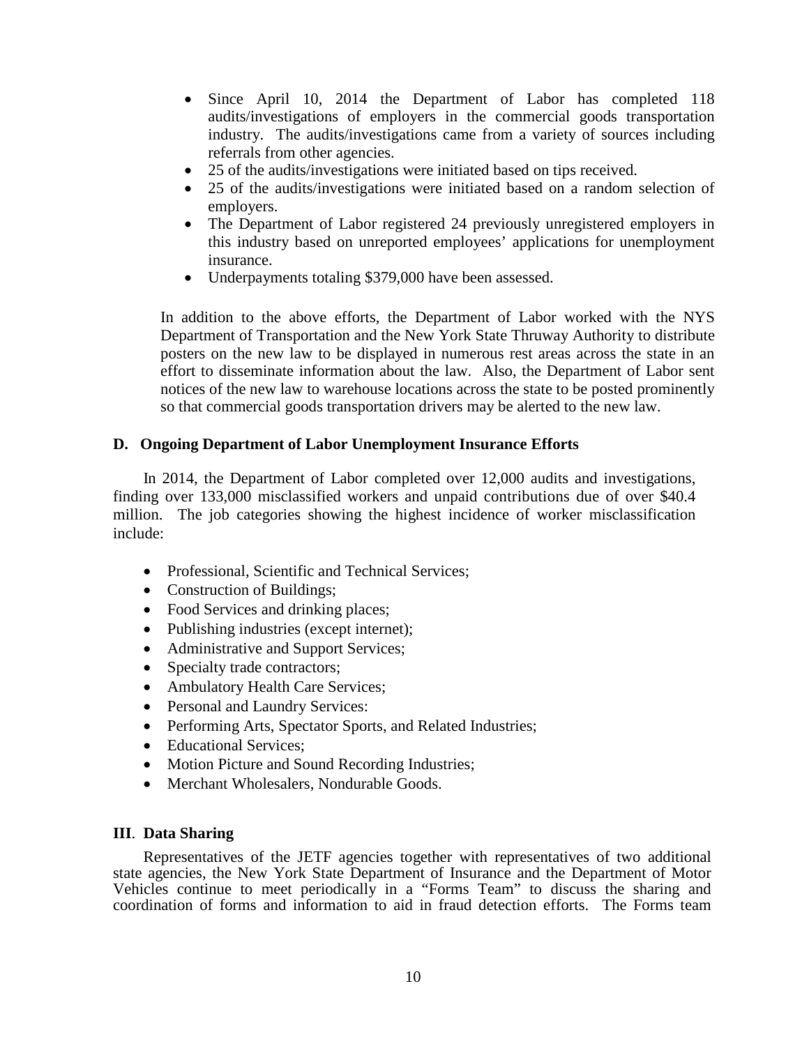- Since April 10, 2014 the Department of Labor has completed 118 audits/investigations of employers in the commercial goods transportation industry. The audits/investigations came from a variety of sources including referrals from other agencies.
- 25 of the audits/investigations were initiated based on tips received.
- 25 of the audits/investigations were initiated based on a random selection of employers.
- The Department of Labor registered 24 previously unregistered employers in this industry based on unreported employees' applications for unemployment insurance.
- Underpayments totaling $379,000 have been assessed.

In addition to the above efforts, the Department of Labor worked with the NYS Department of Transportation and the New York State Thruway Authority to distribute posters on the new law to be displayed in numerous rest areas across the state in an effort to disseminate information about the law. Also, the Department of Labor sent notices of the new law to warehouse locations across the state to be posted prominently so that commercial goods transportation drivers may be alerted to the new law.

### D. Ongoing Department of Labor Unemployment Insurance Efforts

In 2014, the Department of Labor completed over 12,000 audits and investigations, finding over 133,000 misclassified workers and unpaid contributions due of over $40.4 million. The job categories showing the highest incidence of worker misclassification include:

- Professional, Scientific and Technical Services;
- Construction of Buildings;
- Food Services and drinking places;
- Publishing industries (except internet);
- Administrative and Support Services;
- Specialty trade contractors;
- Ambulatory Health Care Services;
- Personal and Laundry Services:
- Performing Arts, Spectator Sports, and Related Industries;
- Educational Services;
- Motion Picture and Sound Recording Industries;
- Merchant Wholesalers, Nondurable Goods.

## III. Data Sharing

Representatives of the JETF agencies together with representatives of two additional state agencies, the New York State Department of Insurance and the Department of Motor Vehicles continue to meet periodically in a "Forms Team" to discuss the sharing and coordination of forms and information to aid in fraud detection efforts. The Forms team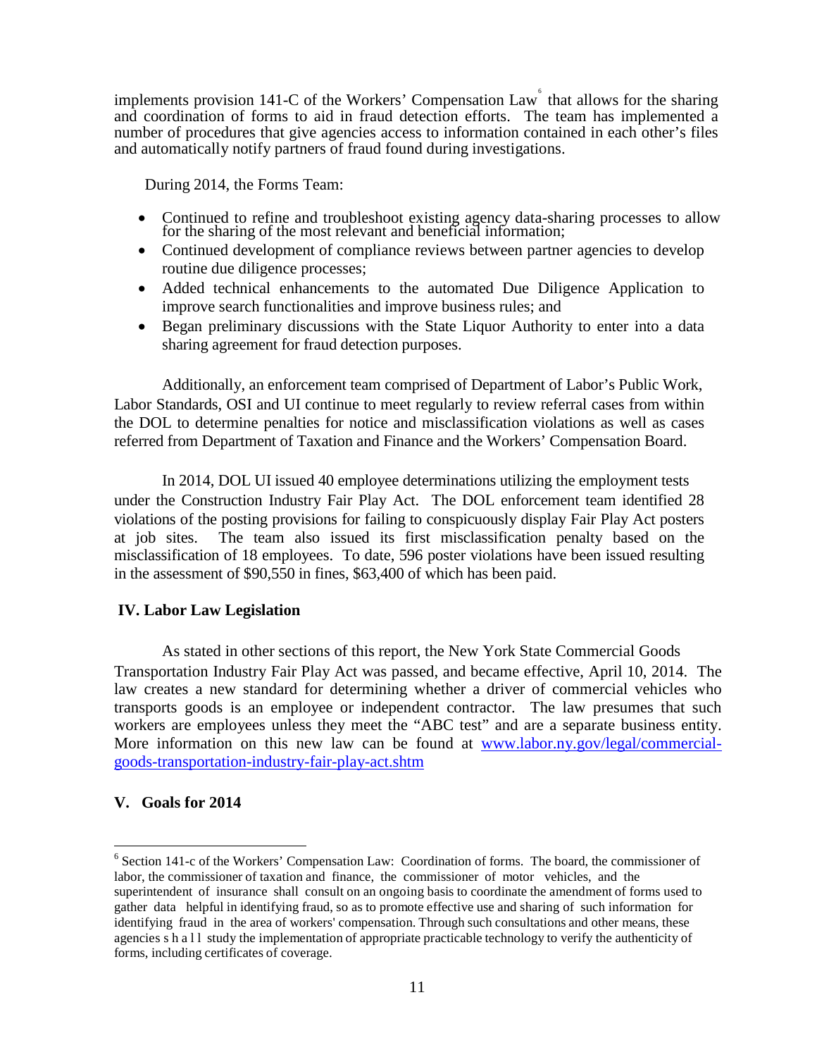implements provision 141-C of the Workers' Compensation Law[6] that allows for the sharing and coordination of forms to aid in fraud detection efforts. The team has implemented a number of procedures that give agencies access to information contained in each other's files and automatically notify partners of fraud found during investigations.

During 2014, the Forms Team:

- Continued to refine and troubleshoot existing agency data-sharing processes to allow for the sharing of the most relevant and beneficial information;
- Continued development of compliance reviews between partner agencies to develop routine due diligence processes;
- Added technical enhancements to the automated Due Diligence Application to improve search functionalities and improve business rules; and
- Began preliminary discussions with the State Liquor Authority to enter into a data sharing agreement for fraud detection purposes.

Additionally, an enforcement team comprised of Department of Labor's Public Work, Labor Standards, OSI and UI continue to meet regularly to review referral cases from within the DOL to determine penalties for notice and misclassification violations as well as cases referred from Department of Taxation and Finance and the Workers' Compensation Board.

In 2014, DOL UI issued 40 employee determinations utilizing the employment tests under the Construction Industry Fair Play Act. The DOL enforcement team identified 28 violations of the posting provisions for failing to conspicuously display Fair Play Act posters at job sites. The team also issued its first misclassification penalty based on the misclassification of 18 employees. To date, 596 poster violations have been issued resulting in the assessment of $90,550 in fines, $63,400 of which has been paid.

## IV. Labor Law Legislation

As stated in other sections of this report, the New York State Commercial Goods Transportation Industry Fair Play Act was passed, and became effective, April 10, 2014. The law creates a new standard for determining whether a driver of commercial vehicles who transports goods is an employee or independent contractor. The law presumes that such workers are employees unless they meet the "ABC test" and are a separate business entity. More information on this new law can be found at [www.labor.ny.gov/legal/commercial-goods-transportation-industry-fair-play-act.shtm](www.labor.ny.gov/legal/commercial-goods-transportation-industry-fair-play-act.shtm)

## V. Goals for 2014

---

[6] Section 141-c of the Workers' Compensation Law: Coordination of forms. The board, the commissioner of labor, the commissioner of taxation and finance, the commissioner of motor vehicles, and the superintendent of insurance shall consult on an ongoing basis to coordinate the amendment of forms used to gather data helpful in identifying fraud, so as to promote effective use and sharing of such information for identifying fraud in the area of workers' compensation. Through such consultations and other means, these agencies shall study the implementation of appropriate practicable technology to verify the authenticity of forms, including certificates of coverage.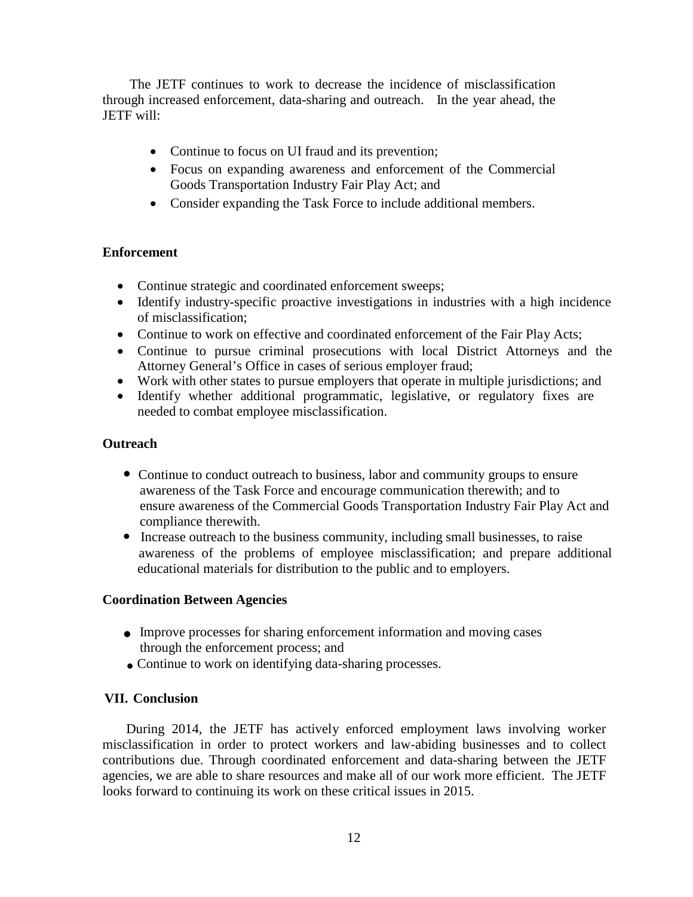The JETF continues to work to decrease the incidence of misclassification through increased enforcement, data-sharing and outreach. In the year ahead, the JETF will:

- Continue to focus on UI fraud and its prevention;
- Focus on expanding awareness and enforcement of the Commercial Goods Transportation Industry Fair Play Act; and
- Consider expanding the Task Force to include additional members.

**Enforcement**

- Continue strategic and coordinated enforcement sweeps;
- Identify industry-specific proactive investigations in industries with a high incidence of misclassification;
- Continue to work on effective and coordinated enforcement of the Fair Play Acts;
- Continue to pursue criminal prosecutions with local District Attorneys and the Attorney General's Office in cases of serious employer fraud;
- Work with other states to pursue employers that operate in multiple jurisdictions; and
- Identify whether additional programmatic, legislative, or regulatory fixes are needed to combat employee misclassification.

**Outreach**

- Continue to conduct outreach to business, labor and community groups to ensure awareness of the Task Force and encourage communication therewith; and to ensure awareness of the Commercial Goods Transportation Industry Fair Play Act and compliance therewith.
- Increase outreach to the business community, including small businesses, to raise awareness of the problems of employee misclassification; and prepare additional educational materials for distribution to the public and to employers.

**Coordination Between Agencies**

- Improve processes for sharing enforcement information and moving cases through the enforcement process; and
- Continue to work on identifying data-sharing processes.

## VII. Conclusion

During 2014, the JETF has actively enforced employment laws involving worker misclassification in order to protect workers and law-abiding businesses and to collect contributions due. Through coordinated enforcement and data-sharing between the JETF agencies, we are able to share resources and make all of our work more efficient. The JETF looks forward to continuing its work on these critical issues in 2015.